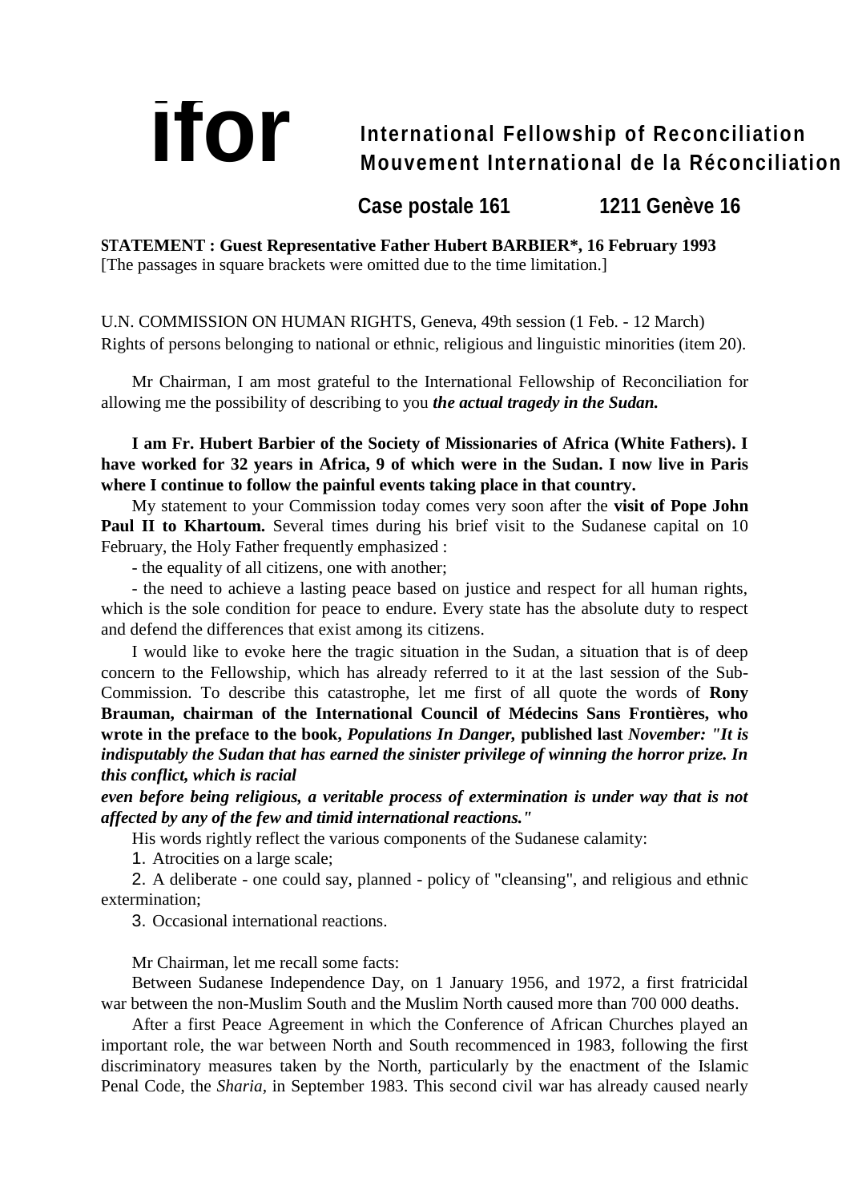# ifor

**International Fellowship of Reconciliation**
**Mouvement International de la Réconciliation**

**Case postale 161 1211 Genève 16**

**STATEMENT : Guest Representative Father Hubert BARBIER*, 16 February 1993**
[The passages in square brackets were omitted due to the time limitation.]

U.N. COMMISSION ON HUMAN RIGHTS, Geneva, 49th session (1 Feb. - 12 March)
Rights of persons belonging to national or ethnic, religious and linguistic minorities (item 20).

Mr Chairman, I am most grateful to the International Fellowship of Reconciliation for allowing me the possibility of describing to you ***the actual tragedy in the Sudan.***

**I am Fr. Hubert Barbier of the Society of Missionaries of Africa (White Fathers). I have worked for 32 years in Africa, 9 of which were in the Sudan. I now live in Paris where I continue to follow the painful events taking place in that country.**

My statement to your Commission today comes very soon after the **visit of Pope John Paul II to Khartoum.** Several times during his brief visit to the Sudanese capital on 10 February, the Holy Father frequently emphasized :

- the equality of all citizens, one with another;

- the need to achieve a lasting peace based on justice and respect for all human rights, which is the sole condition for peace to endure. Every state has the absolute duty to respect and defend the differences that exist among its citizens.

I would like to evoke here the tragic situation in the Sudan, a situation that is of deep concern to the Fellowship, which has already referred to it at the last session of the Sub-Commission. To describe this catastrophe, let me first of all quote the words of **Rony Brauman, chairman of the International Council of Médecins Sans Frontières, who wrote in the preface to the book, *Populations In Danger,* published last *November: "It is indisputably the Sudan that has earned the sinister privilege of winning the horror prize. In this conflict, which is racial even before being religious, a veritable process of extermination is under way that is not affected by any of the few and timid international reactions."***

His words rightly reflect the various components of the Sudanese calamity:

1. Atrocities on a large scale;
2. A deliberate - one could say, planned - policy of "cleansing", and religious and ethnic extermination;
3. Occasional international reactions.

Mr Chairman, let me recall some facts:

Between Sudanese Independence Day, on 1 January 1956, and 1972, a first fratricidal war between the non-Muslim South and the Muslim North caused more than 700 000 deaths.

After a first Peace Agreement in which the Conference of African Churches played an important role, the war between North and South recommenced in 1983, following the first discriminatory measures taken by the North, particularly by the enactment of the Islamic Penal Code, the *Sharia,* in September 1983. This second civil war has already caused nearly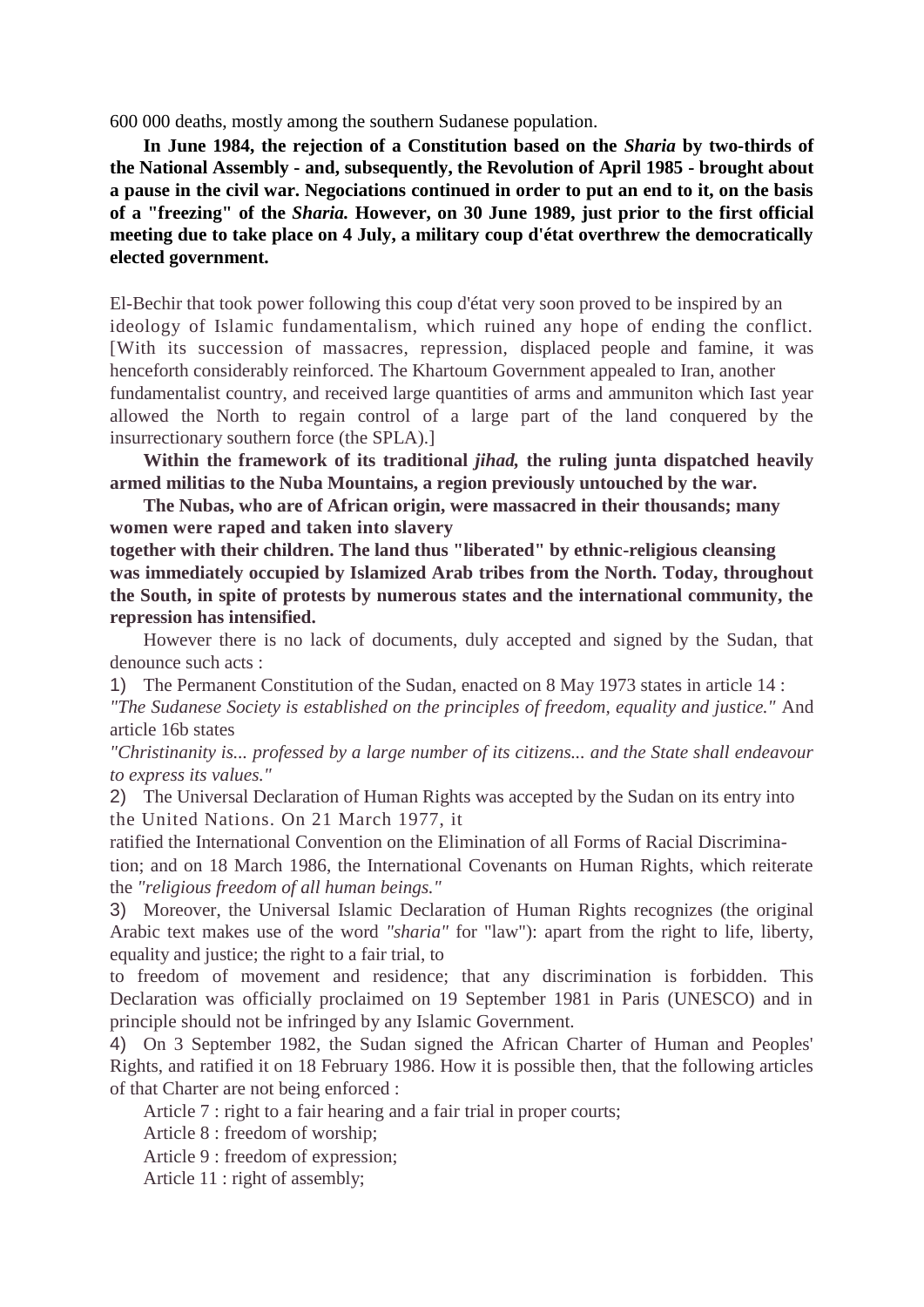600 000 deaths, mostly among the southern Sudanese population.

**In June 1984, the rejection of a Constitution based on the *Sharia* by two-thirds of the National Assembly - and, subsequently, the Revolution of April 1985 - brought about a pause in the civil war. Negociations continued in order to put an end to it, on the basis of a "freezing" of the *Sharia.* However, on 30 June 1989, just prior to the first official meeting due to take place on 4 July, a military coup d'état overthrew the democratically elected government.**

El-Bechir that took power following this coup d'état very soon proved to be inspired by an ideology of Islamic fundamentalism, which ruined any hope of ending the conflict. [With its succession of massacres, repression, displaced people and famine, it was henceforth considerably reinforced. The Khartoum Government appealed to Iran, another fundamentalist country, and received large quantities of arms and ammuniton which Iast year allowed the North to regain control of a large part of the land conquered by the insurrectionary southern force (the SPLA).]

**Within the framework of its traditional *jihad,* the ruling junta dispatched heavily armed militias to the Nuba Mountains, a region previously untouched by the war.**

**The Nubas, who are of African origin, were massacred in their thousands; many women were raped and taken into slavery together with their children. The land thus "liberated" by ethnic-religious cleansing was immediately occupied by Islamized Arab tribes from the North. Today, throughout the South, in spite of protests by numerous states and the international community, the repression has intensified.**

However there is no lack of documents, duly accepted and signed by the Sudan, that denounce such acts :

1) The Permanent Constitution of the Sudan, enacted on 8 May 1973 states in article 14 : *"The Sudanese Society is established on the principles of freedom, equality and justice."* And article 16b states *"Christinanity is... professed by a large number of its citizens... and the State shall endeavour to express its values."*

2) The Universal Declaration of Human Rights was accepted by the Sudan on its entry into the United Nations. On 21 March 1977, it ratified the International Convention on the Elimination of all Forms of Racial Discrimina-tion; and on 18 March 1986, the International Covenants on Human Rights, which reiterate the *"religious freedom of all human beings."*

3) Moreover, the Universal Islamic Declaration of Human Rights recognizes (the original Arabic text makes use of the word *"sharia"* for "law"): apart from the right to life, liberty, equality and justice; the right to a fair trial, to to freedom of movement and residence; that any discrimination is forbidden. This Declaration was officially proclaimed on 19 September 1981 in Paris (UNESCO) and in principle should not be infringed by any Islamic Government.

4) On 3 September 1982, the Sudan signed the African Charter of Human and Peoples' Rights, and ratified it on 18 February 1986. How it is possible then, that the following articles of that Charter are not being enforced :

Article 7 : right to a fair hearing and a fair trial in proper courts;

Article 8 : freedom of worship;

Article 9 : freedom of expression;

Article 11 : right of assembly;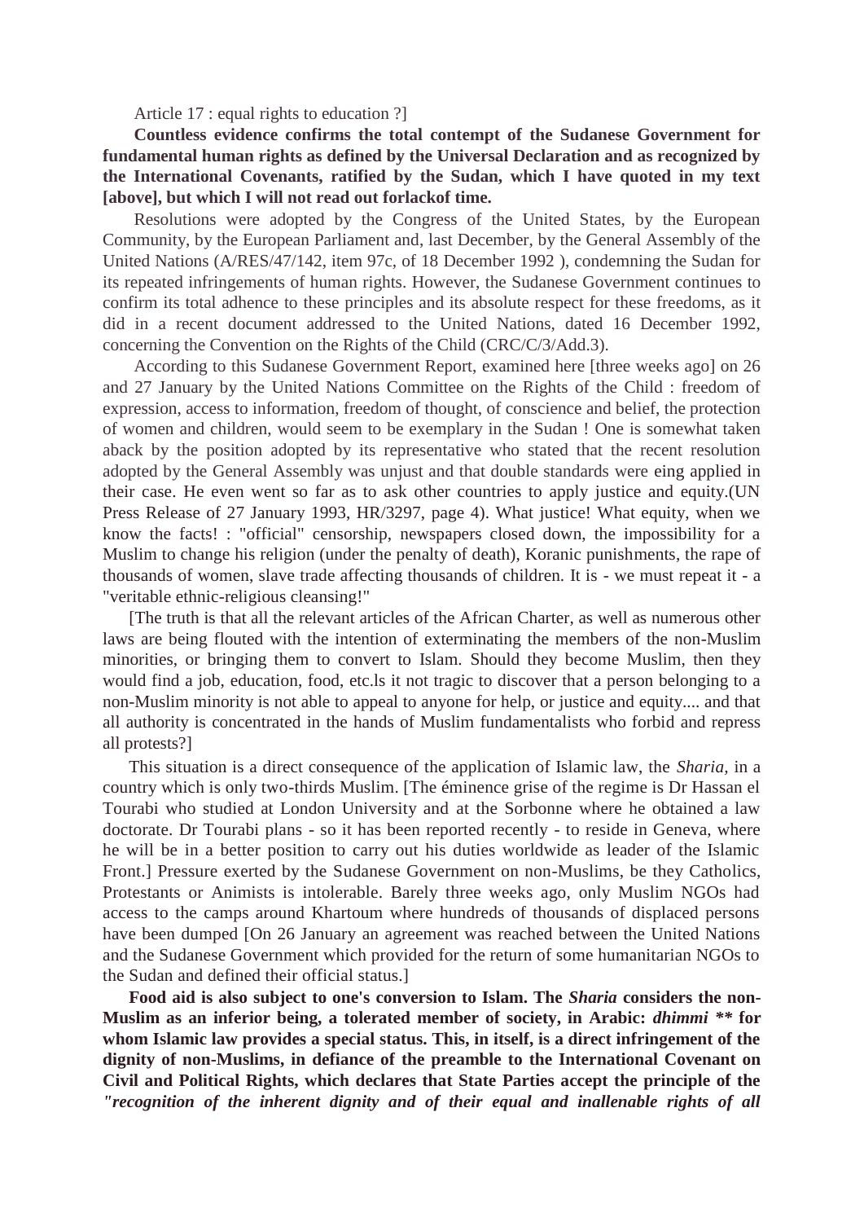Article 17 : equal rights to education ?]

**Countless evidence confirms the total contempt of the Sudanese Government for fundamental human rights as defined by the Universal Declaration and as recognized by the International Covenants, ratified by the Sudan, which I have quoted in my text [above], but which I will not read out forlackof time.**

Resolutions were adopted by the Congress of the United States, by the European Community, by the European Parliament and, last December, by the General Assembly of the United Nations (A/RES/47/142, item 97c, of 18 December 1992 ), condemning the Sudan for its repeated infringements of human rights. However, the Sudanese Government continues to confirm its total adhence to these principles and its absolute respect for these freedoms, as it did in a recent document addressed to the United Nations, dated 16 December 1992, concerning the Convention on the Rights of the Child (CRC/C/3/Add.3).

According to this Sudanese Government Report, examined here [three weeks ago] on 26 and 27 January by the United Nations Committee on the Rights of the Child : freedom of expression, access to information, freedom of thought, of conscience and belief, the protection of women and children, would seem to be exemplary in the Sudan ! One is somewhat taken aback by the position adopted by its representative who stated that the recent resolution adopted by the General Assembly was unjust and that double standards were eing applied in their case. He even went so far as to ask other countries to apply justice and equity.(UN Press Release of 27 January 1993, HR/3297, page 4). What justice! What equity, when we know the facts! : "official" censorship, newspapers closed down, the impossibility for a Muslim to change his religion (under the penalty of death), Koranic punishments, the rape of thousands of women, slave trade affecting thousands of children. It is - we must repeat it - a "veritable ethnic-religious cleansing!"

[The truth is that all the relevant articles of the African Charter, as well as numerous other laws are being flouted with the intention of exterminating the members of the non-Muslim minorities, or bringing them to convert to Islam. Should they become Muslim, then they would find a job, education, food, etc.ls it not tragic to discover that a person belonging to a non-Muslim minority is not able to appeal to anyone for help, or justice and equity.... and that all authority is concentrated in the hands of Muslim fundamentalists who forbid and repress all protests?]

This situation is a direct consequence of the application of Islamic law, the *Sharia,* in a country which is only two-thirds Muslim. [The éminence grise of the regime is Dr Hassan el Tourabi who studied at London University and at the Sorbonne where he obtained a law doctorate. Dr Tourabi plans - so it has been reported recently - to reside in Geneva, where he will be in a better position to carry out his duties worldwide as leader of the Islamic Front.] Pressure exerted by the Sudanese Government on non-Muslims, be they Catholics, Protestants or Animists is intolerable. Barely three weeks ago, only Muslim NGOs had access to the camps around Khartoum where hundreds of thousands of displaced persons have been dumped [On 26 January an agreement was reached between the United Nations and the Sudanese Government which provided for the return of some humanitarian NGOs to the Sudan and defined their official status.]

**Food aid is also subject to one's conversion to Islam. The *Sharia* considers the non-Muslim as an inferior being, a tolerated member of society, in Arabic: *dhimmi* \*\* for whom Islamic law provides a special status. This, in itself, is a direct infringement of the dignity of non-Muslims, in defiance of the preamble to the International Covenant on Civil and Political Rights, which declares that State Parties accept the principle of the *"recognition of the inherent dignity and of their equal and inallenable rights of all***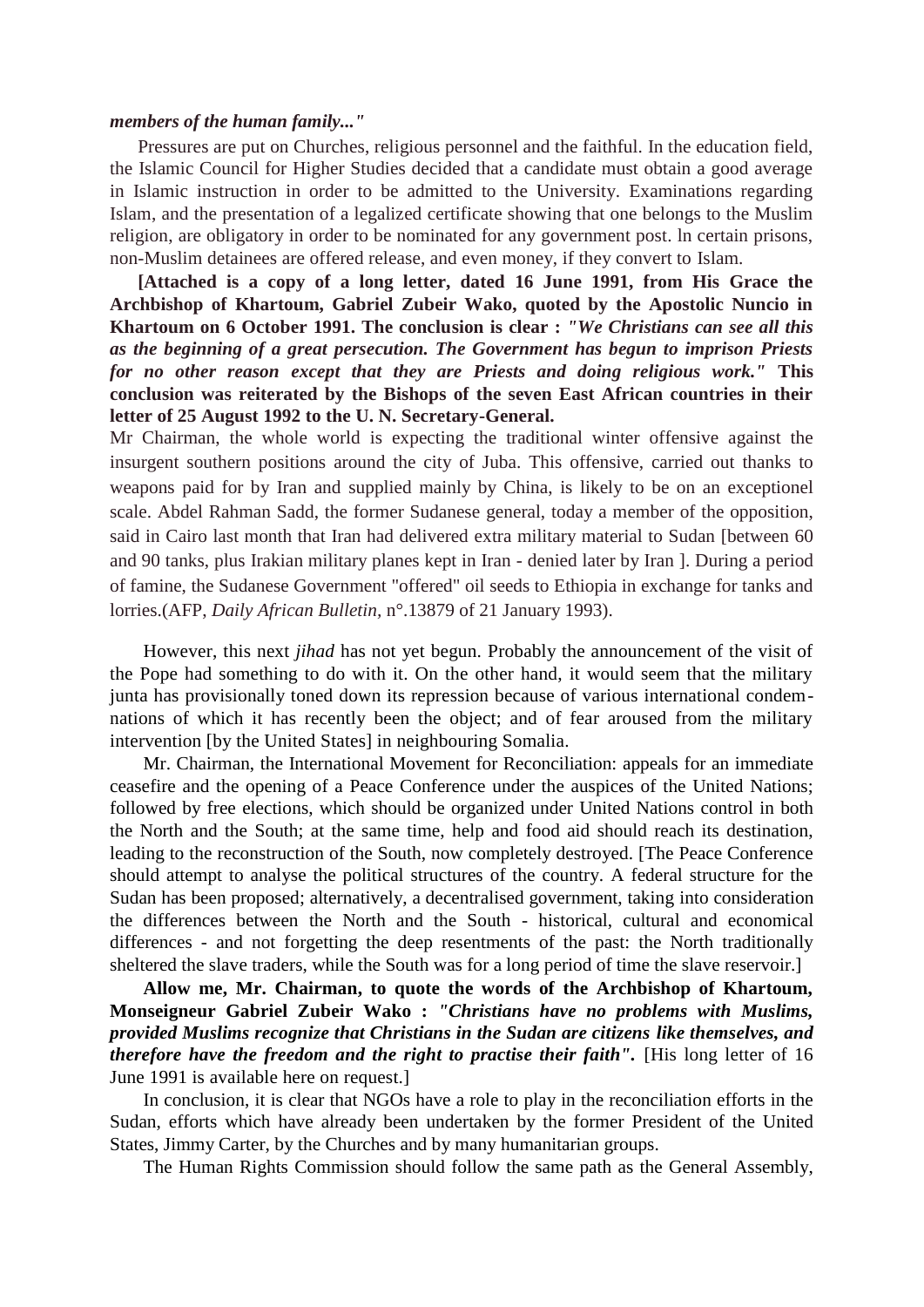***members of the human family..."***

Pressures are put on Churches, religious personnel and the faithful. In the education field, the Islamic Council for Higher Studies decided that a candidate must obtain a good average in Islamic instruction in order to be admitted to the University. Examinations regarding Islam, and the presentation of a legalized certificate showing that one belongs to the Muslim religion, are obligatory in order to be nominated for any government post. ln certain prisons, non-Muslim detainees are offered release, and even money, if they convert to Islam.

**[Attached is a copy of a long letter, dated 16 June 1991, from His Grace the Archbishop of Khartoum, Gabriel Zubeir Wako, quoted by the Apostolic Nuncio in Khartoum on 6 October 1991. The conclusion is clear :** ***"We Christians can see all this as the beginning of a great persecution. The Government has begun to imprison Priests for no other reason except that they are Priests and doing religious work."*** **This conclusion was reiterated by the Bishops of the seven East African countries in their letter of 25 August 1992 to the U. N. Secretary-General.**

Mr Chairman, the whole world is expecting the traditional winter offensive against the insurgent southern positions around the city of Juba. This offensive, carried out thanks to weapons paid for by Iran and supplied mainly by China, is likely to be on an exceptionel scale. Abdel Rahman Sadd, the former Sudanese general, today a member of the opposition, said in Cairo last month that Iran had delivered extra military material to Sudan [between 60 and 90 tanks, plus Irakian military planes kept in Iran - denied later by Iran ]. During a period of famine, the Sudanese Government "offered" oil seeds to Ethiopia in exchange for tanks and lorries.(AFP, *Daily African Bulletin*, n°.13879 of 21 January 1993).

However, this next *jihad* has not yet begun. Probably the announcement of the visit of the Pope had something to do with it. On the other hand, it would seem that the military junta has provisionally toned down its repression because of various international condemnations of which it has recently been the object; and of fear aroused from the military intervention [by the United States] in neighbouring Somalia.

Mr. Chairman, the International Movement for Reconciliation: appeals for an immediate ceasefire and the opening of a Peace Conference under the auspices of the United Nations; followed by free elections, which should be organized under United Nations control in both the North and the South; at the same time, help and food aid should reach its destination, leading to the reconstruction of the South, now completely destroyed. [The Peace Conference should attempt to analyse the political structures of the country. A federal structure for the Sudan has been proposed; alternatively, a decentralised government, taking into consideration the differences between the North and the South - historical, cultural and economical differences - and not forgetting the deep resentments of the past: the North traditionally sheltered the slave traders, while the South was for a long period of time the slave reservoir.]

**Allow me, Mr. Chairman, to quote the words of the Archbishop of Khartoum, Monseigneur Gabriel Zubeir Wako :** ***"Christians have no problems with Muslims, provided Muslims recognize that Christians in the Sudan are citizens like themselves, and therefore have the freedom and the right to practise their faith".*** [His long letter of 16 June 1991 is available here on request.]

In conclusion, it is clear that NGOs have a role to play in the reconciliation efforts in the Sudan, efforts which have already been undertaken by the former President of the United States, Jimmy Carter, by the Churches and by many humanitarian groups.

The Human Rights Commission should follow the same path as the General Assembly,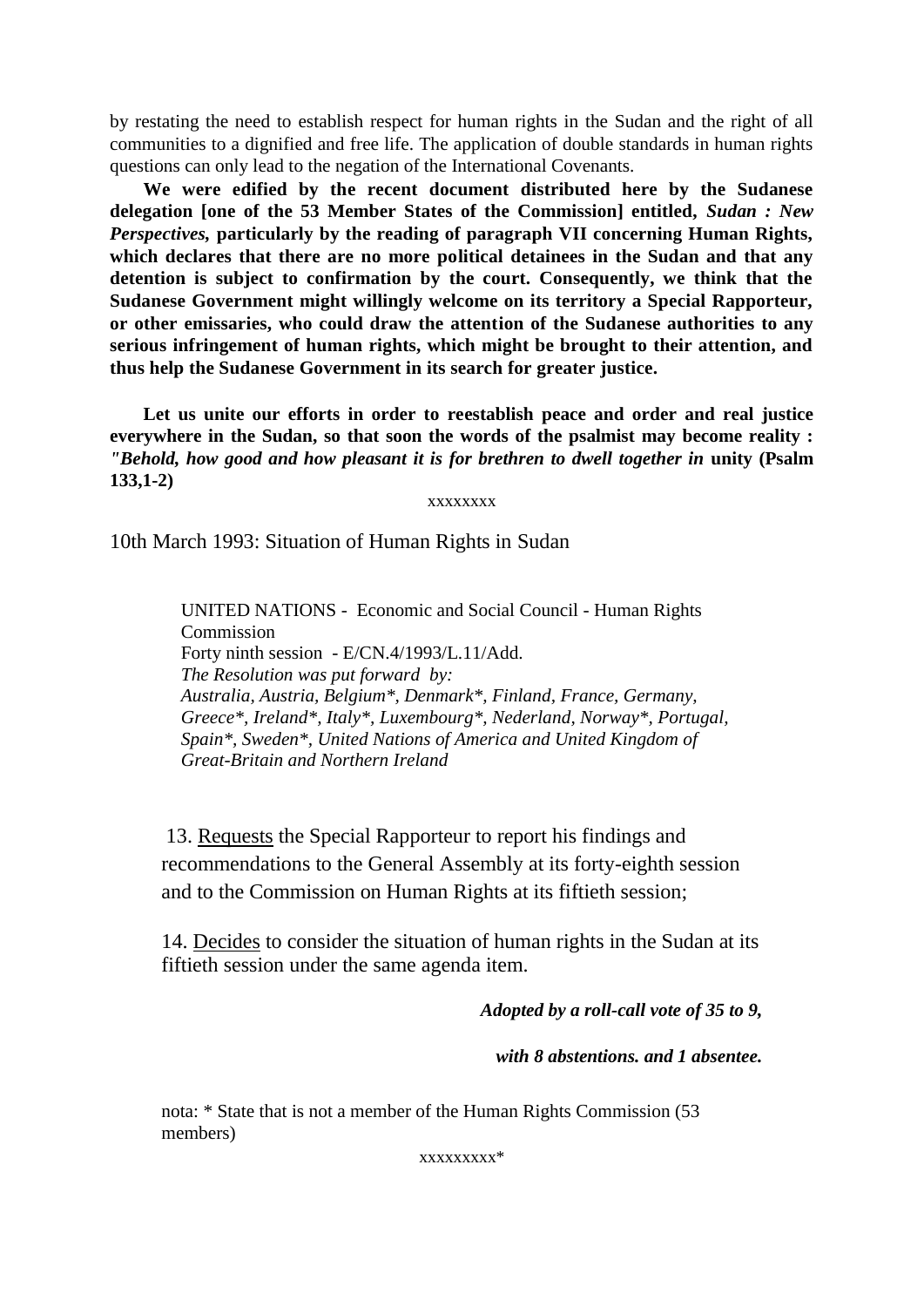by restating the need to establish respect for human rights in the Sudan and the right of all communities to a dignified and free life. The application of double standards in human rights questions can only lead to the negation of the International Covenants.

**We were edified by the recent document distributed here by the Sudanese delegation [one of the 53 Member States of the Commission] entitled, *Sudan : New Perspectives*, particularly by the reading of paragraph VII concerning Human Rights, which declares that there are no more political detainees in the Sudan and that any detention is subject to confirmation by the court. Consequently, we think that the Sudanese Government might willingly welcome on its territory a Special Rapporteur, or other emissaries, who could draw the attention of the Sudanese authorities to any serious infringement of human rights, which might be brought to their attention, and thus help the Sudanese Government in its search for greater justice.**

**Let us unite our efforts in order to reestablish peace and order and real justice everywhere in the Sudan, so that soon the words of the psalmist may become reality : *"Behold, how good and how pleasant it is for brethren to dwell together in* unity (Psalm 133,1-2)**

xxxxxxxx

10th March 1993: Situation of Human Rights in Sudan

> UNITED NATIONS - Economic and Social Council - Human Rights Commission
> Forty ninth session - E/CN.4/1993/L.11/Add.
> *The Resolution was put forward by:*
> *Australia, Austria, Belgium\*, Denmark\*, Finland, France, Germany, Greece\*, Ireland\*, Italy\*, Luxembourg\*, Nederland, Norway\*, Portugal, Spain\*, Sweden\*, United Nations of America and United Kingdom of Great-Britain and Northern Ireland*

13. <u>Requests</u> the Special Rapporteur to report his findings and recommendations to the General Assembly at its forty-eighth session and to the Commission on Human Rights at its fiftieth session;

14. <u>Decides</u> to consider the situation of human rights in the Sudan at its fiftieth session under the same agenda item.

***Adopted by a roll-call vote of 35 to 9,***

***with 8 abstentions. and 1 absentee.***

nota: * State that is not a member of the Human Rights Commission (53 members)

xxxxxxxxx*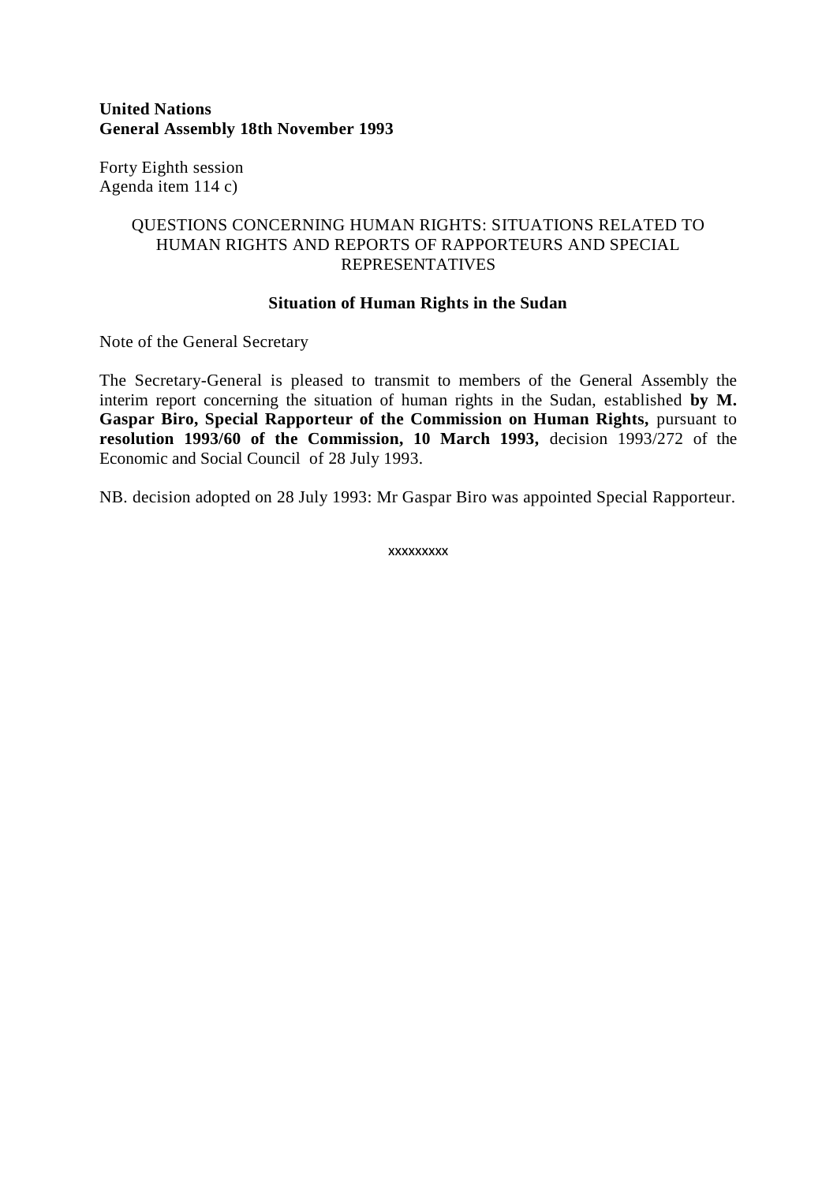**United Nations**
**General Assembly 18th November 1993**

Forty Eighth session
Agenda item 114 c)

QUESTIONS CONCERNING HUMAN RIGHTS: SITUATIONS RELATED TO HUMAN RIGHTS AND REPORTS OF RAPPORTEURS AND SPECIAL REPRESENTATIVES

## Situation of Human Rights in the Sudan

Note of the General Secretary

The Secretary-General is pleased to transmit to members of the General Assembly the interim report concerning the situation of human rights in the Sudan, established **by M. Gaspar Biro, Special Rapporteur of the Commission on Human Rights,** pursuant to **resolution 1993/60 of the Commission, 10 March 1993,** decision 1993/272 of the Economic and Social Council of 28 July 1993.

NB. decision adopted on 28 July 1993: Mr Gaspar Biro was appointed Special Rapporteur.

xxxxxxxxx